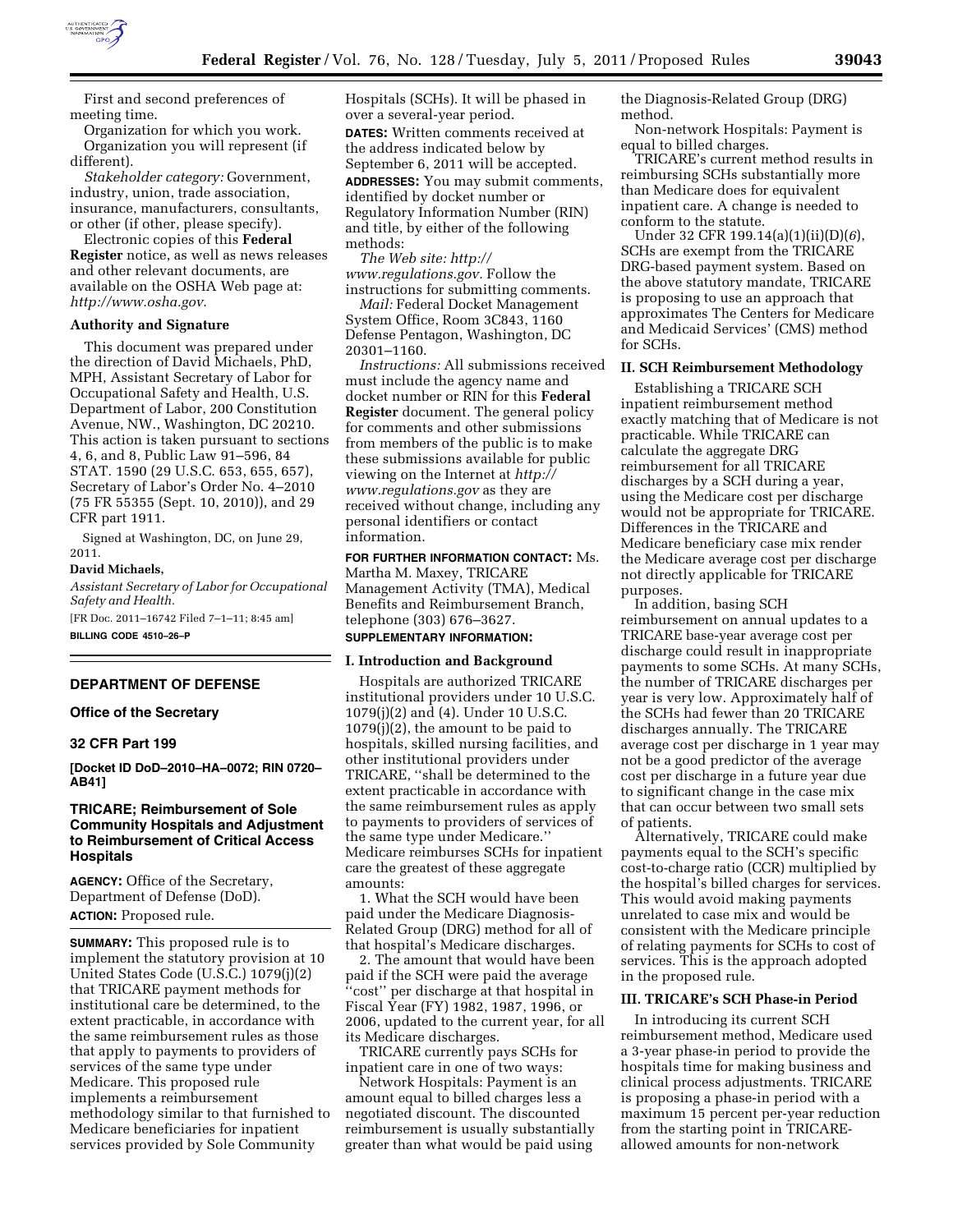First and second preferences of meeting time.

Organization for which you work.

Organization you will represent (if different).

*Stakeholder category:* Government, industry, union, trade association, insurance, manufacturers, consultants, or other (if other, please specify).

Electronic copies of this **Federal Register** notice, as well as news releases and other relevant documents, are available on the OSHA Web page at: *http://www.osha.gov*.

### Authority and Signature

This document was prepared under the direction of David Michaels, PhD, MPH, Assistant Secretary of Labor for Occupational Safety and Health, U.S. Department of Labor, 200 Constitution Avenue, NW., Washington, DC 20210. This action is taken pursuant to sections 4, 6, and 8, Public Law 91–596, 84 STAT. 1590 (29 U.S.C. 653, 655, 657), Secretary of Labor's Order No. 4–2010 (75 FR 55355 (Sept. 10, 2010)), and 29 CFR part 1911.

Signed at Washington, DC, on June 29, 2011.

**David Michaels,**

*Assistant Secretary of Labor for Occupational Safety and Health.*

[FR Doc. 2011–16742 Filed 7–1–11; 8:45 am]

**BILLING CODE 4510–26–P**

---

## DEPARTMENT OF DEFENSE

### Office of the Secretary

### 32 CFR Part 199

**[Docket ID DoD–2010–HA–0072; RIN 0720–AB41]**

## TRICARE; Reimbursement of Sole Community Hospitals and Adjustment to Reimbursement of Critical Access Hospitals

**AGENCY:** Office of the Secretary, Department of Defense (DoD).

**ACTION:** Proposed rule.

**SUMMARY:** This proposed rule is to implement the statutory provision at 10 United States Code (U.S.C.) 1079(j)(2) that TRICARE payment methods for institutional care be determined, to the extent practicable, in accordance with the same reimbursement rules as those that apply to payments to providers of services of the same type under Medicare. This proposed rule implements a reimbursement methodology similar to that furnished to Medicare beneficiaries for inpatient services provided by Sole Community Hospitals (SCHs). It will be phased in over a several-year period.

**DATES:** Written comments received at the address indicated below by September 6, 2011 will be accepted.

**ADDRESSES:** You may submit comments, identified by docket number or Regulatory Information Number (RIN) and title, by either of the following methods:

*The Web site: http://www.regulations.gov.* Follow the instructions for submitting comments.

*Mail:* Federal Docket Management System Office, Room 3C843, 1160 Defense Pentagon, Washington, DC 20301–1160.

*Instructions:* All submissions received must include the agency name and docket number or RIN for this **Federal Register** document. The general policy for comments and other submissions from members of the public is to make these submissions available for public viewing on the Internet at *http://www.regulations.gov* as they are received without change, including any personal identifiers or contact information.

**FOR FURTHER INFORMATION CONTACT:** Ms. Martha M. Maxey, TRICARE Management Activity (TMA), Medical Benefits and Reimbursement Branch, telephone (303) 676–3627.

**SUPPLEMENTARY INFORMATION:**

### I. Introduction and Background

Hospitals are authorized TRICARE institutional providers under 10 U.S.C. 1079(j)(2) and (4). Under 10 U.S.C. 1079(j)(2), the amount to be paid to hospitals, skilled nursing facilities, and other institutional providers under TRICARE, "shall be determined to the extent practicable in accordance with the same reimbursement rules as apply to payments to providers of services of the same type under Medicare." Medicare reimburses SCHs for inpatient care the greatest of these aggregate amounts:

1. What the SCH would have been paid under the Medicare Diagnosis-Related Group (DRG) method for all of that hospital's Medicare discharges.

2. The amount that would have been paid if the SCH were paid the average "cost" per discharge at that hospital in Fiscal Year (FY) 1982, 1987, 1996, or 2006, updated to the current year, for all its Medicare discharges.

TRICARE currently pays SCHs for inpatient care in one of two ways:

Network Hospitals: Payment is an amount equal to billed charges less a negotiated discount. The discounted reimbursement is usually substantially greater than what would be paid using the Diagnosis-Related Group (DRG) method.

Non-network Hospitals: Payment is equal to billed charges.

TRICARE's current method results in reimbursing SCHs substantially more than Medicare does for equivalent inpatient care. A change is needed to conform to the statute.

Under 32 CFR 199.14(a)(1)(ii)(D)(*6*), SCHs are exempt from the TRICARE DRG-based payment system. Based on the above statutory mandate, TRICARE is proposing to use an approach that approximates The Centers for Medicare and Medicaid Services' (CMS) method for SCHs.

### II. SCH Reimbursement Methodology

Establishing a TRICARE SCH inpatient reimbursement method exactly matching that of Medicare is not practicable. While TRICARE can calculate the aggregate DRG reimbursement for all TRICARE discharges by a SCH during a year, using the Medicare cost per discharge would not be appropriate for TRICARE. Differences in the TRICARE and Medicare beneficiary case mix render the Medicare average cost per discharge not directly applicable for TRICARE purposes.

In addition, basing SCH reimbursement on annual updates to a TRICARE base-year average cost per discharge could result in inappropriate payments to some SCHs. At many SCHs, the number of TRICARE discharges per year is very low. Approximately half of the SCHs had fewer than 20 TRICARE discharges annually. The TRICARE average cost per discharge in 1 year may not be a good predictor of the average cost per discharge in a future year due to significant change in the case mix that can occur between two small sets of patients.

Alternatively, TRICARE could make payments equal to the SCH's specific cost-to-charge ratio (CCR) multiplied by the hospital's billed charges for services. This would avoid making payments unrelated to case mix and would be consistent with the Medicare principle of relating payments for SCHs to cost of services. This is the approach adopted in the proposed rule.

### III. TRICARE's SCH Phase-in Period

In introducing its current SCH reimbursement method, Medicare used a 3-year phase-in period to provide the hospitals time for making business and clinical process adjustments. TRICARE is proposing a phase-in period with a maximum 15 percent per-year reduction from the starting point in TRICARE-allowed amounts for non-network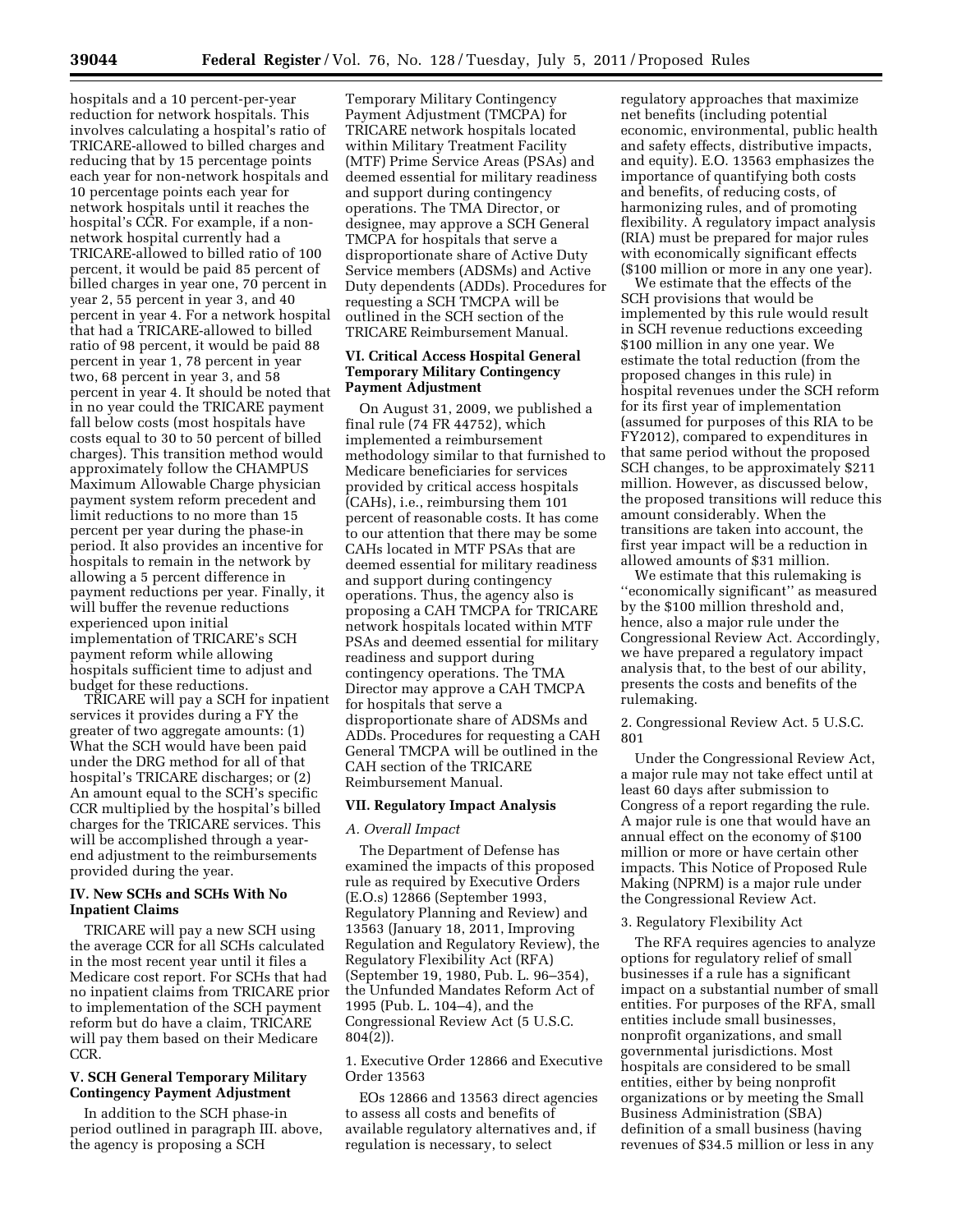hospitals and a 10 percent-per-year reduction for network hospitals. This involves calculating a hospital's ratio of TRICARE-allowed to billed charges and reducing that by 15 percentage points each year for non-network hospitals and 10 percentage points each year for network hospitals until it reaches the hospital's CCR. For example, if a non-network hospital currently had a TRICARE-allowed to billed ratio of 100 percent, it would be paid 85 percent of billed charges in year one, 70 percent in year 2, 55 percent in year 3, and 40 percent in year 4. For a network hospital that had a TRICARE-allowed to billed ratio of 98 percent, it would be paid 88 percent in year 1, 78 percent in year two, 68 percent in year 3, and 58 percent in year 4. It should be noted that in no year could the TRICARE payment fall below costs (most hospitals have costs equal to 30 to 50 percent of billed charges). This transition method would approximately follow the CHAMPUS Maximum Allowable Charge physician payment system reform precedent and limit reductions to no more than 15 percent per year during the phase-in period. It also provides an incentive for hospitals to remain in the network by allowing a 5 percent difference in payment reductions per year. Finally, it will buffer the revenue reductions experienced upon initial implementation of TRICARE's SCH payment reform while allowing hospitals sufficient time to adjust and budget for these reductions.

TRICARE will pay a SCH for inpatient services it provides during a FY the greater of two aggregate amounts: (1) What the SCH would have been paid under the DRG method for all of that hospital's TRICARE discharges; or (2) An amount equal to the SCH's specific CCR multiplied by the hospital's billed charges for the TRICARE services. This will be accomplished through a year-end adjustment to the reimbursements provided during the year.

## IV. New SCHs and SCHs With No Inpatient Claims

TRICARE will pay a new SCH using the average CCR for all SCHs calculated in the most recent year until it files a Medicare cost report. For SCHs that had no inpatient claims from TRICARE prior to implementation of the SCH payment reform but do have a claim, TRICARE will pay them based on their Medicare CCR.

## V. SCH General Temporary Military Contingency Payment Adjustment

In addition to the SCH phase-in period outlined in paragraph III. above, the agency is proposing a SCH Temporary Military Contingency Payment Adjustment (TMCPA) for TRICARE network hospitals located within Military Treatment Facility (MTF) Prime Service Areas (PSAs) and deemed essential for military readiness and support during contingency operations. The TMA Director, or designee, may approve a SCH General TMCPA for hospitals that serve a disproportionate share of Active Duty Service members (ADSMs) and Active Duty dependents (ADDs). Procedures for requesting a SCH TMCPA will be outlined in the SCH section of the TRICARE Reimbursement Manual.

## VI. Critical Access Hospital General Temporary Military Contingency Payment Adjustment

On August 31, 2009, we published a final rule (74 FR 44752), which implemented a reimbursement methodology similar to that furnished to Medicare beneficiaries for services provided by critical access hospitals (CAHs), i.e., reimbursing them 101 percent of reasonable costs. It has come to our attention that there may be some CAHs located in MTF PSAs that are deemed essential for military readiness and support during contingency operations. Thus, the agency also is proposing a CAH TMCPA for TRICARE network hospitals located within MTF PSAs and deemed essential for military readiness and support during contingency operations. The TMA Director may approve a CAH TMCPA for hospitals that serve a disproportionate share of ADSMs and ADDs. Procedures for requesting a CAH General TMCPA will be outlined in the CAH section of the TRICARE Reimbursement Manual.

## VII. Regulatory Impact Analysis

### *A. Overall Impact*

The Department of Defense has examined the impacts of this proposed rule as required by Executive Orders (E.O.s) 12866 (September 1993, Regulatory Planning and Review) and 13563 (January 18, 2011, Improving Regulation and Regulatory Review), the Regulatory Flexibility Act (RFA) (September 19, 1980, Pub. L. 96–354), the Unfunded Mandates Reform Act of 1995 (Pub. L. 104–4), and the Congressional Review Act (5 U.S.C. 804(2)).

1. Executive Order 12866 and Executive Order 13563

EOs 12866 and 13563 direct agencies to assess all costs and benefits of available regulatory alternatives and, if regulation is necessary, to select regulatory approaches that maximize net benefits (including potential economic, environmental, public health and safety effects, distributive impacts, and equity). E.O. 13563 emphasizes the importance of quantifying both costs and benefits, of reducing costs, of harmonizing rules, and of promoting flexibility. A regulatory impact analysis (RIA) must be prepared for major rules with economically significant effects ($100 million or more in any one year).

We estimate that the effects of the SCH provisions that would be implemented by this rule would result in SCH revenue reductions exceeding $100 million in any one year. We estimate the total reduction (from the proposed changes in this rule) in hospital revenues under the SCH reform for its first year of implementation (assumed for purposes of this RIA to be FY2012), compared to expenditures in that same period without the proposed SCH changes, to be approximately $211 million. However, as discussed below, the proposed transitions will reduce this amount considerably. When the transitions are taken into account, the first year impact will be a reduction in allowed amounts of $31 million.

We estimate that this rulemaking is ''economically significant'' as measured by the $100 million threshold and, hence, also a major rule under the Congressional Review Act. Accordingly, we have prepared a regulatory impact analysis that, to the best of our ability, presents the costs and benefits of the rulemaking.

2. Congressional Review Act. 5 U.S.C. 801

Under the Congressional Review Act, a major rule may not take effect until at least 60 days after submission to Congress of a report regarding the rule. A major rule is one that would have an annual effect on the economy of $100 million or more or have certain other impacts. This Notice of Proposed Rule Making (NPRM) is a major rule under the Congressional Review Act.

3. Regulatory Flexibility Act

The RFA requires agencies to analyze options for regulatory relief of small businesses if a rule has a significant impact on a substantial number of small entities. For purposes of the RFA, small entities include small businesses, nonprofit organizations, and small governmental jurisdictions. Most hospitals are considered to be small entities, either by being nonprofit organizations or by meeting the Small Business Administration (SBA) definition of a small business (having revenues of $34.5 million or less in any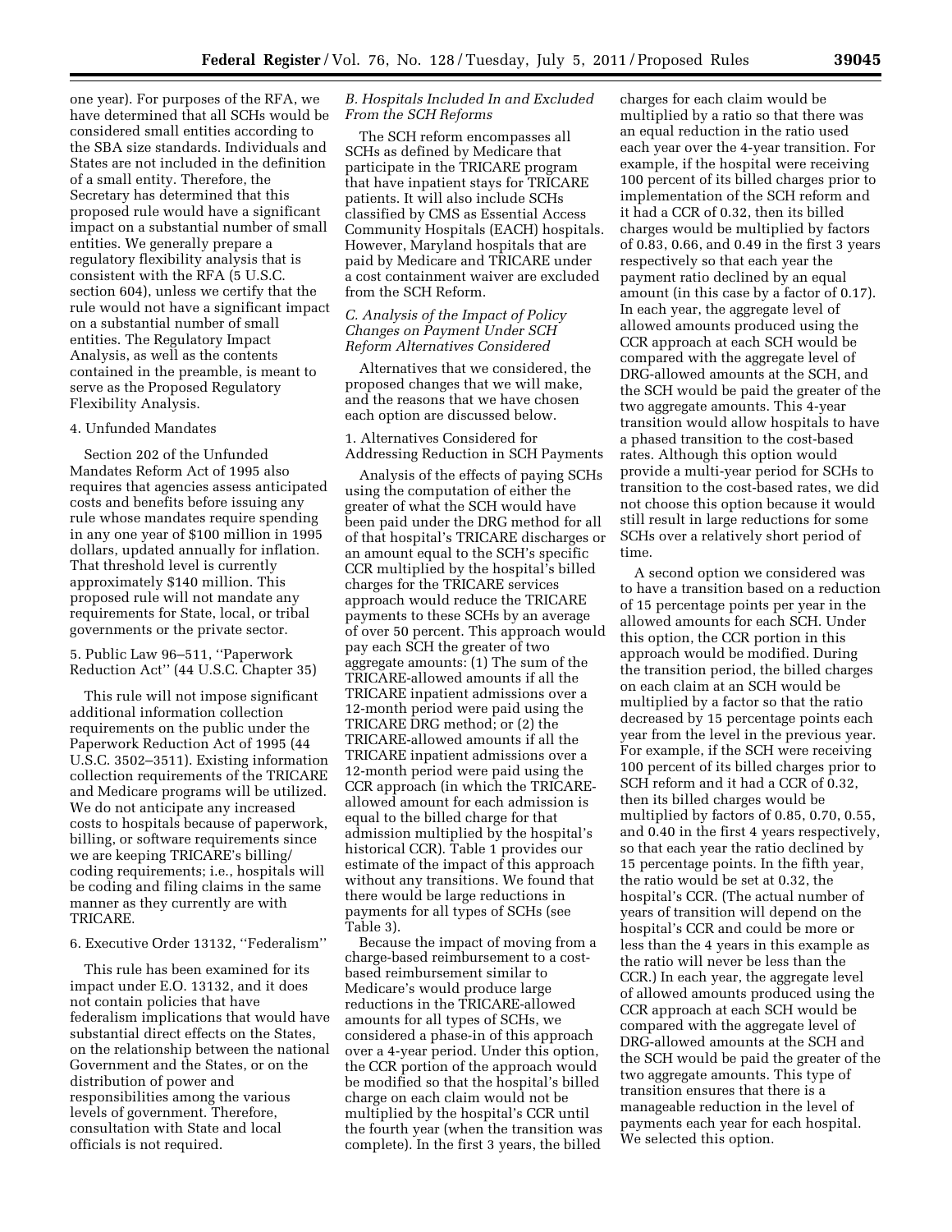one year). For purposes of the RFA, we have determined that all SCHs would be considered small entities according to the SBA size standards. Individuals and States are not included in the definition of a small entity. Therefore, the Secretary has determined that this proposed rule would have a significant impact on a substantial number of small entities. We generally prepare a regulatory flexibility analysis that is consistent with the RFA (5 U.S.C. section 604), unless we certify that the rule would not have a significant impact on a substantial number of small entities. The Regulatory Impact Analysis, as well as the contents contained in the preamble, is meant to serve as the Proposed Regulatory Flexibility Analysis.

4. Unfunded Mandates

Section 202 of the Unfunded Mandates Reform Act of 1995 also requires that agencies assess anticipated costs and benefits before issuing any rule whose mandates require spending in any one year of $100 million in 1995 dollars, updated annually for inflation. That threshold level is currently approximately $140 million. This proposed rule will not mandate any requirements for State, local, or tribal governments or the private sector.

5. Public Law 96–511, ''Paperwork Reduction Act'' (44 U.S.C. Chapter 35)

This rule will not impose significant additional information collection requirements on the public under the Paperwork Reduction Act of 1995 (44 U.S.C. 3502–3511). Existing information collection requirements of the TRICARE and Medicare programs will be utilized. We do not anticipate any increased costs to hospitals because of paperwork, billing, or software requirements since we are keeping TRICARE's billing/coding requirements; i.e., hospitals will be coding and filing claims in the same manner as they currently are with TRICARE.

6. Executive Order 13132, ''Federalism''

This rule has been examined for its impact under E.O. 13132, and it does not contain policies that have federalism implications that would have substantial direct effects on the States, on the relationship between the national Government and the States, or on the distribution of power and responsibilities among the various levels of government. Therefore, consultation with State and local officials is not required.

*B. Hospitals Included In and Excluded From the SCH Reforms*

The SCH reform encompasses all SCHs as defined by Medicare that participate in the TRICARE program that have inpatient stays for TRICARE patients. It will also include SCHs classified by CMS as Essential Access Community Hospitals (EACH) hospitals. However, Maryland hospitals that are paid by Medicare and TRICARE under a cost containment waiver are excluded from the SCH Reform.

*C. Analysis of the Impact of Policy Changes on Payment Under SCH Reform Alternatives Considered*

Alternatives that we considered, the proposed changes that we will make, and the reasons that we have chosen each option are discussed below.

1. Alternatives Considered for Addressing Reduction in SCH Payments

Analysis of the effects of paying SCHs using the computation of either the greater of what the SCH would have been paid under the DRG method for all of that hospital's TRICARE discharges or an amount equal to the SCH's specific CCR multiplied by the hospital's billed charges for the TRICARE services approach would reduce the TRICARE payments to these SCHs by an average of over 50 percent. This approach would pay each SCH the greater of two aggregate amounts: (1) The sum of the TRICARE-allowed amounts if all the TRICARE inpatient admissions over a 12-month period were paid using the TRICARE DRG method; or (2) the TRICARE-allowed amounts if all the TRICARE inpatient admissions over a 12-month period were paid using the CCR approach (in which the TRICARE-allowed amount for each admission is equal to the billed charge for that admission multiplied by the hospital's historical CCR). Table 1 provides our estimate of the impact of this approach without any transitions. We found that there would be large reductions in payments for all types of SCHs (see Table 3).

Because the impact of moving from a charge-based reimbursement to a cost-based reimbursement similar to Medicare's would produce large reductions in the TRICARE-allowed amounts for all types of SCHs, we considered a phase-in of this approach over a 4-year period. Under this option, the CCR portion of the approach would be modified so that the hospital's billed charge on each claim would not be multiplied by the hospital's CCR until the fourth year (when the transition was complete). In the first 3 years, the billed charges for each claim would be multiplied by a ratio so that there was an equal reduction in the ratio used each year over the 4-year transition. For example, if the hospital were receiving 100 percent of its billed charges prior to implementation of the SCH reform and it had a CCR of 0.32, then its billed charges would be multiplied by factors of 0.83, 0.66, and 0.49 in the first 3 years respectively so that each year the payment ratio declined by an equal amount (in this case by a factor of 0.17). In each year, the aggregate level of allowed amounts produced using the CCR approach at each SCH would be compared with the aggregate level of DRG-allowed amounts at the SCH, and the SCH would be paid the greater of the two aggregate amounts. This 4-year transition would allow hospitals to have a phased transition to the cost-based rates. Although this option would provide a multi-year period for SCHs to transition to the cost-based rates, we did not choose this option because it would still result in large reductions for some SCHs over a relatively short period of time.

A second option we considered was to have a transition based on a reduction of 15 percentage points per year in the allowed amounts for each SCH. Under this option, the CCR portion in this approach would be modified. During the transition period, the billed charges on each claim at an SCH would be multiplied by a factor so that the ratio decreased by 15 percentage points each year from the level in the previous year. For example, if the SCH were receiving 100 percent of its billed charges prior to SCH reform and it had a CCR of 0.32, then its billed charges would be multiplied by factors of 0.85, 0.70, 0.55, and 0.40 in the first 4 years respectively, so that each year the ratio declined by 15 percentage points. In the fifth year, the ratio would be set at 0.32, the hospital's CCR. (The actual number of years of transition will depend on the hospital's CCR and could be more or less than the 4 years in this example as the ratio will never be less than the CCR.) In each year, the aggregate level of allowed amounts produced using the CCR approach at each SCH would be compared with the aggregate level of DRG-allowed amounts at the SCH and the SCH would be paid the greater of the two aggregate amounts. This type of transition ensures that there is a manageable reduction in the level of payments each year for each hospital. We selected this option.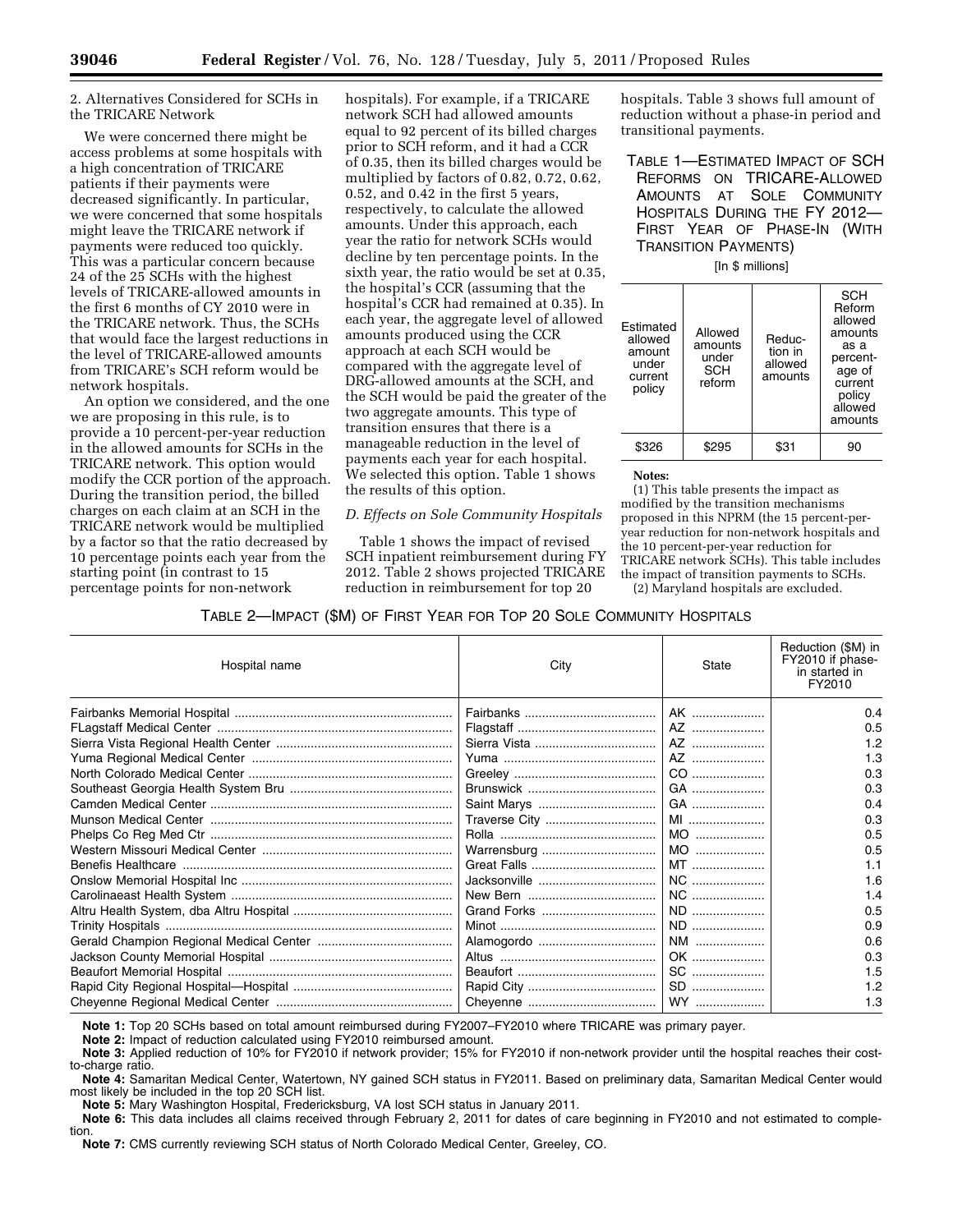2. Alternatives Considered for SCHs in the TRICARE Network

We were concerned there might be access problems at some hospitals with a high concentration of TRICARE patients if their payments were decreased significantly. In particular, we were concerned that some hospitals might leave the TRICARE network if payments were reduced too quickly. This was a particular concern because 24 of the 25 SCHs with the highest levels of TRICARE-allowed amounts in the first 6 months of CY 2010 were in the TRICARE network. Thus, the SCHs that would face the largest reductions in the level of TRICARE-allowed amounts from TRICARE's SCH reform would be network hospitals.

An option we considered, and the one we are proposing in this rule, is to provide a 10 percent-per-year reduction in the allowed amounts for SCHs in the TRICARE network. This option would modify the CCR portion of the approach. During the transition period, the billed charges on each claim at an SCH in the TRICARE network would be multiplied by a factor so that the ratio decreased by 10 percentage points each year from the starting point (in contrast to 15 percentage points for non-network hospitals). For example, if a TRICARE network SCH had allowed amounts equal to 92 percent of its billed charges prior to SCH reform, and it had a CCR of 0.35, then its billed charges would be multiplied by factors of 0.82, 0.72, 0.62, 0.52, and 0.42 in the first 5 years, respectively, to calculate the allowed amounts. Under this approach, each year the ratio for network SCHs would decline by ten percentage points. In the sixth year, the ratio would be set at 0.35, the hospital's CCR (assuming that the hospital's CCR had remained at 0.35). In each year, the aggregate level of allowed amounts produced using the CCR approach at each SCH would be compared with the aggregate level of DRG-allowed amounts at the SCH, and the SCH would be paid the greater of the two aggregate amounts. This type of transition ensures that there is a manageable reduction in the level of payments each year for each hospital. We selected this option. Table 1 shows the results of this option.

*D. Effects on Sole Community Hospitals*

Table 1 shows the impact of revised SCH inpatient reimbursement during FY 2012. Table 2 shows projected TRICARE reduction in reimbursement for top 20 hospitals. Table 3 shows full amount of reduction without a phase-in period and transitional payments.

TABLE 1—ESTIMATED IMPACT OF SCH REFORMS ON TRICARE-ALLOWED AMOUNTS AT SOLE COMMUNITY HOSPITALS DURING THE FY 2012—FIRST YEAR OF PHASE-IN (WITH TRANSITION PAYMENTS)

[In $ millions]

| Estimated allowed amount under current policy | Allowed amounts under SCH reform | Reduction in allowed amounts | SCH Reform allowed amounts as a percentage of current policy allowed amounts |
|---|---|---|---|
| $326 | $295 | $31 | 90 |

**Notes:**

(1) This table presents the impact as modified by the transition mechanisms proposed in this NPRM (the 15 percent-per-year reduction for non-network hospitals and the 10 percent-per-year reduction for TRICARE network SCHs). This table includes the impact of transition payments to SCHs.

(2) Maryland hospitals are excluded.

TABLE 2—IMPACT ($M) OF FIRST YEAR FOR TOP 20 SOLE COMMUNITY HOSPITALS

| Hospital name | City | State | Reduction ($M) in FY2010 if phase-in started in FY2010 |
|---|---|---|---|
| Fairbanks Memorial Hospital | Fairbanks | AK | 0.4 |
| FLagstaff Medical Center | Flagstaff | AZ | 0.5 |
| Sierra Vista Regional Health Center | Sierra Vista | AZ | 1.2 |
| Yuma Regional Medical Center | Yuma | AZ | 1.3 |
| North Colorado Medical Center | Greeley | CO | 0.3 |
| Southeast Georgia Health System Bru | Brunswick | GA | 0.3 |
| Camden Medical Center | Saint Marys | GA | 0.4 |
| Munson Medical Center | Traverse City | MI | 0.3 |
| Phelps Co Reg Med Ctr | Rolla | MO | 0.5 |
| Western Missouri Medical Center | Warrensburg | MO | 0.5 |
| Benefis Healthcare | Great Falls | MT | 1.1 |
| Onslow Memorial Hospital Inc | Jacksonville | NC | 1.6 |
| Carolinaeast Health System | New Bern | NC | 1.4 |
| Altru Health System, dba Altru Hospital | Grand Forks | ND | 0.5 |
| Trinity Hospitals | Minot | ND | 0.9 |
| Gerald Champion Regional Medical Center | Alamogordo | NM | 0.6 |
| Jackson County Memorial Hospital | Altus | OK | 0.3 |
| Beaufort Memorial Hospital | Beaufort | SC | 1.5 |
| Rapid City Regional Hospital—Hospital | Rapid City | SD | 1.2 |
| Cheyenne Regional Medical Center | Cheyenne | WY | 1.3 |

**Note 1:** Top 20 SCHs based on total amount reimbursed during FY2007–FY2010 where TRICARE was primary payer.

**Note 2:** Impact of reduction calculated using FY2010 reimbursed amount.

**Note 3:** Applied reduction of 10% for FY2010 if network provider; 15% for FY2010 if non-network provider until the hospital reaches their cost-to-charge ratio.

**Note 4:** Samaritan Medical Center, Watertown, NY gained SCH status in FY2011. Based on preliminary data, Samaritan Medical Center would most likely be included in the top 20 SCH list.

**Note 5:** Mary Washington Hospital, Fredericksburg, VA lost SCH status in January 2011.

**Note 6:** This data includes all claims received through February 2, 2011 for dates of care beginning in FY2010 and not estimated to completion.

**Note 7:** CMS currently reviewing SCH status of North Colorado Medical Center, Greeley, CO.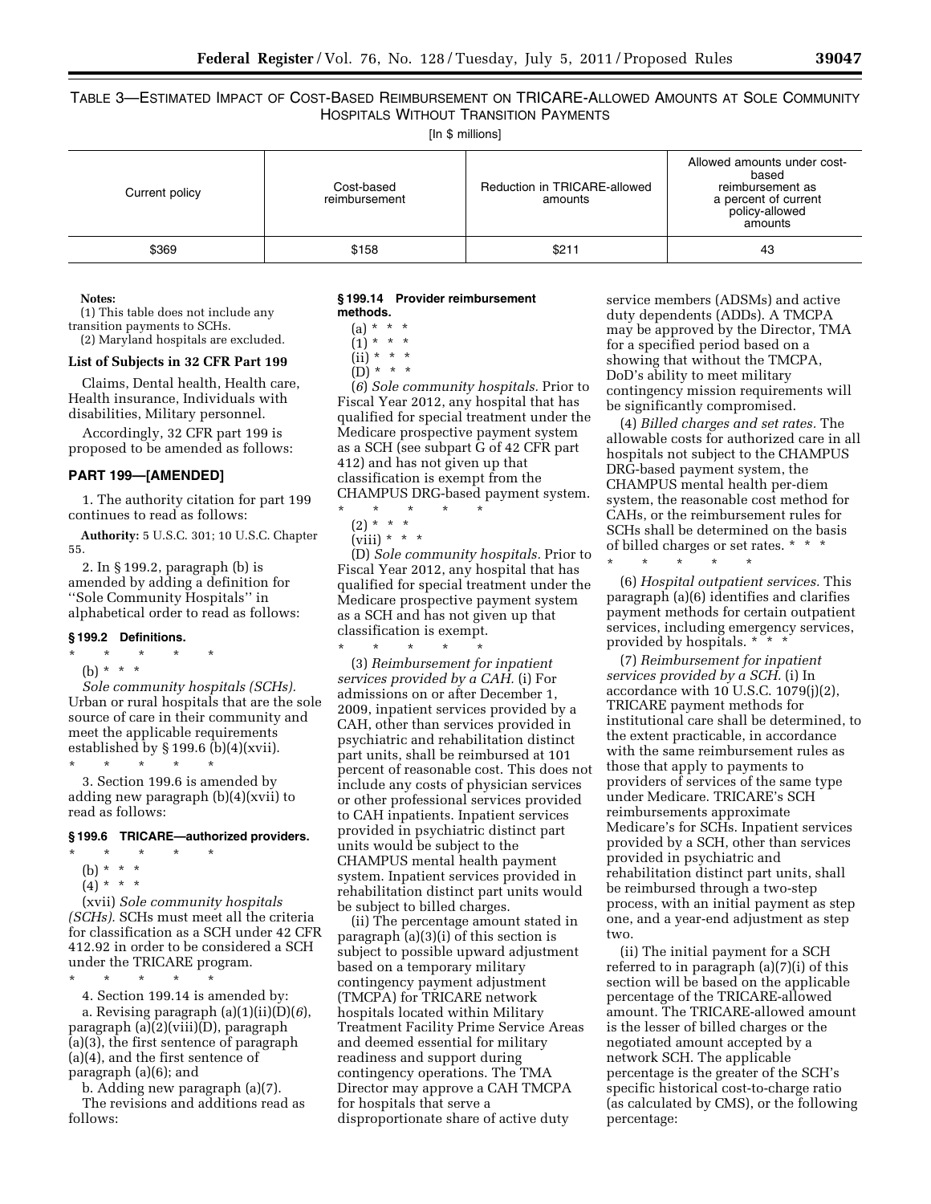TABLE 3—ESTIMATED IMPACT OF COST-BASED REIMBURSEMENT ON TRICARE-ALLOWED AMOUNTS AT SOLE COMMUNITY HOSPITALS WITHOUT TRANSITION PAYMENTS

[In $ millions]

| Current policy | Cost-based reimbursement | Reduction in TRICARE-allowed amounts | Allowed amounts under cost-based reimbursement as a percent of current policy-allowed amounts |
|---|---|---|---|
| $369 | $158 | $211 | 43 |

**Notes:**

(1) This table does not include any transition payments to SCHs.

(2) Maryland hospitals are excluded.

**List of Subjects in 32 CFR Part 199**

Claims, Dental health, Health care, Health insurance, Individuals with disabilities, Military personnel.

Accordingly, 32 CFR part 199 is proposed to be amended as follows:

## PART 199—[AMENDED]

1. The authority citation for part 199 continues to read as follows:

**Authority:** 5 U.S.C. 301; 10 U.S.C. Chapter 55.

2. In § 199.2, paragraph (b) is amended by adding a definition for ''Sole Community Hospitals'' in alphabetical order to read as follows:

### § 199.2 Definitions.

\* \* \* \* \*

(b) \* \* \*

*Sole community hospitals (SCHs).* Urban or rural hospitals that are the sole source of care in their community and meet the applicable requirements established by § 199.6 (b)(4)(xvii).

\* \* \* \* \*

3. Section 199.6 is amended by adding new paragraph (b)(4)(xvii) to read as follows:

### § 199.6 TRICARE—authorized providers.

\* \* \* \* \*

(b) \* \* \*

(4) \* \* \*

(xvii) *Sole community hospitals (SCHs).* SCHs must meet all the criteria for classification as a SCH under 42 CFR 412.92 in order to be considered a SCH under the TRICARE program.

\* \* \* \* \*

4. Section 199.14 is amended by:

a. Revising paragraph (a)(1)(ii)(D)(*6*), paragraph (a)(2)(viii)(D), paragraph (a)(3), the first sentence of paragraph (a)(4), and the first sentence of paragraph (a)(6); and

b. Adding new paragraph (a)(7).

The revisions and additions read as follows:

### § 199.14 Provider reimbursement methods.

(a) \* \* \*

(1) \* \* \*

(ii) \* \* \*

(D) \* \* \*

(*6*) *Sole community hospitals.* Prior to Fiscal Year 2012, any hospital that has qualified for special treatment under the Medicare prospective payment system as a SCH (see subpart G of 42 CFR part 412) and has not given up that classification is exempt from the CHAMPUS DRG-based payment system.

\* \* \* \* \*

(2) \* \* \*

(viii) \* \* \*

(D) *Sole community hospitals.* Prior to Fiscal Year 2012, any hospital that has qualified for special treatment under the Medicare prospective payment system as a SCH and has not given up that classification is exempt.

\* \* \* \* \*

(3) *Reimbursement for inpatient services provided by a CAH.* (i) For admissions on or after December 1, 2009, inpatient services provided by a CAH, other than services provided in psychiatric and rehabilitation distinct part units, shall be reimbursed at 101 percent of reasonable cost. This does not include any costs of physician services or other professional services provided to CAH inpatients. Inpatient services provided in psychiatric distinct part units would be subject to the CHAMPUS mental health payment system. Inpatient services provided in rehabilitation distinct part units would be subject to billed charges.

(ii) The percentage amount stated in paragraph (a)(3)(i) of this section is subject to possible upward adjustment based on a temporary military contingency payment adjustment (TMCPA) for TRICARE network hospitals located within Military Treatment Facility Prime Service Areas and deemed essential for military readiness and support during contingency operations. The TMA Director may approve a CAH TMCPA for hospitals that serve a disproportionate share of active duty service members (ADSMs) and active duty dependents (ADDs). A TMCPA may be approved by the Director, TMA for a specified period based on a showing that without the TMCPA, DoD's ability to meet military contingency mission requirements will be significantly compromised.

(4) *Billed charges and set rates.* The allowable costs for authorized care in all hospitals not subject to the CHAMPUS DRG-based payment system, the CHAMPUS mental health per-diem system, the reasonable cost method for CAHs, or the reimbursement rules for SCHs shall be determined on the basis of billed charges or set rates. \* \* \*

\* \* \* \* \*

(6) *Hospital outpatient services.* This paragraph (a)(6) identifies and clarifies payment methods for certain outpatient services, including emergency services, provided by hospitals. \* \* \*

(7) *Reimbursement for inpatient services provided by a SCH.* (i) In accordance with 10 U.S.C. 1079(j)(2), TRICARE payment methods for institutional care shall be determined, to the extent practicable, in accordance with the same reimbursement rules as those that apply to payments to providers of services of the same type under Medicare. TRICARE's SCH reimbursements approximate Medicare's for SCHs. Inpatient services provided by a SCH, other than services provided in psychiatric and rehabilitation distinct part units, shall be reimbursed through a two-step process, with an initial payment as step one, and a year-end adjustment as step two.

(ii) The initial payment for a SCH referred to in paragraph (a)(7)(i) of this section will be based on the applicable percentage of the TRICARE-allowed amount. The TRICARE-allowed amount is the lesser of billed charges or the negotiated amount accepted by a network SCH. The applicable percentage is the greater of the SCH's specific historical cost-to-charge ratio (as calculated by CMS), or the following percentage: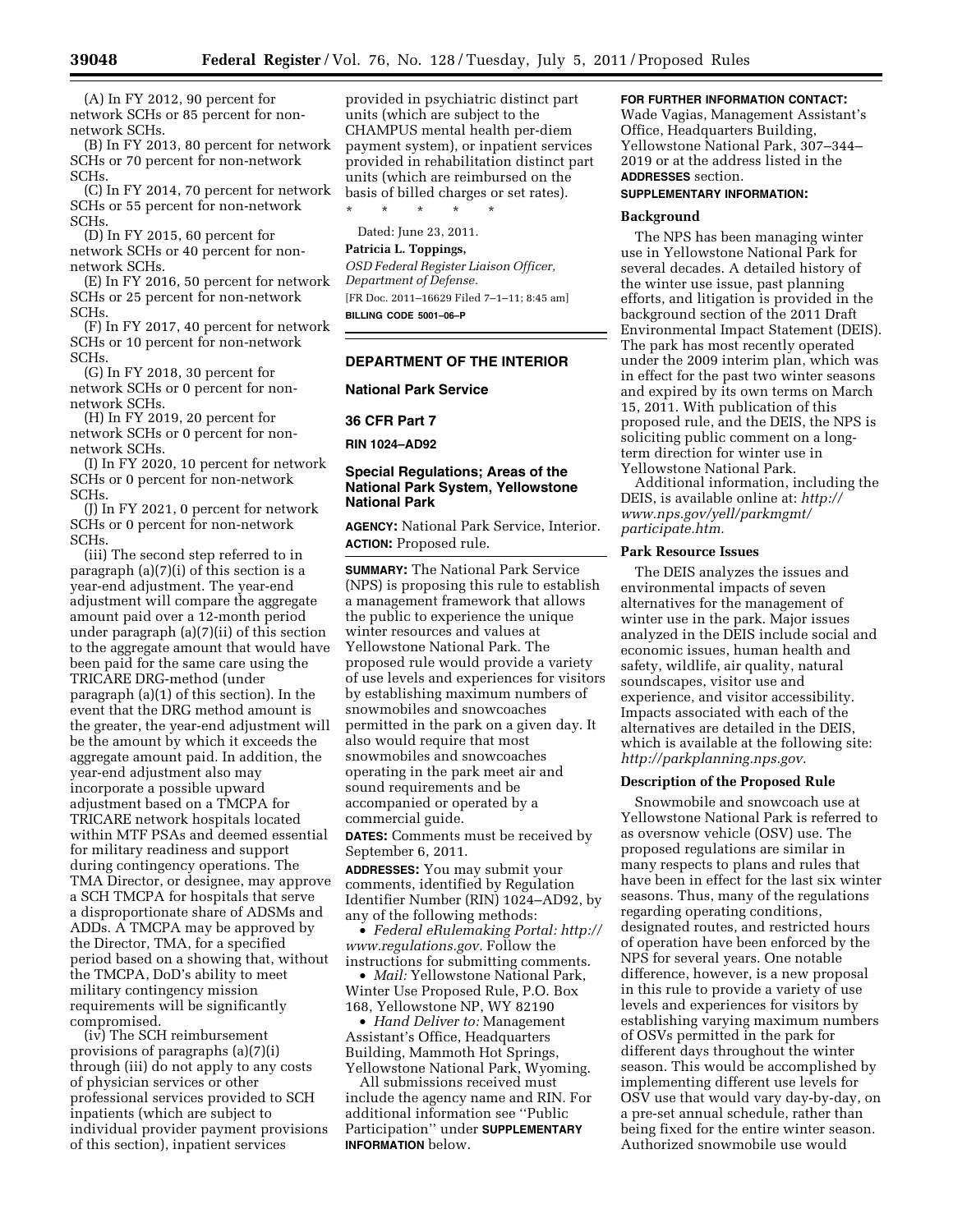(A) In FY 2012, 90 percent for network SCHs or 85 percent for non-network SCHs.

(B) In FY 2013, 80 percent for network SCHs or 70 percent for non-network SCHs.

(C) In FY 2014, 70 percent for network SCHs or 55 percent for non-network SCHs.

(D) In FY 2015, 60 percent for network SCHs or 40 percent for non-network SCHs.

(E) In FY 2016, 50 percent for network SCHs or 25 percent for non-network SCHs.

(F) In FY 2017, 40 percent for network SCHs or 10 percent for non-network SCHs.

(G) In FY 2018, 30 percent for network SCHs or 0 percent for non-network SCHs.

(H) In FY 2019, 20 percent for network SCHs or 0 percent for non-network SCHs.

(I) In FY 2020, 10 percent for network SCHs or 0 percent for non-network SCHs.

(J) In FY 2021, 0 percent for network SCHs or 0 percent for non-network SCHs.

(iii) The second step referred to in paragraph (a)(7)(i) of this section is a year-end adjustment. The year-end adjustment will compare the aggregate amount paid over a 12-month period under paragraph (a)(7)(ii) of this section to the aggregate amount that would have been paid for the same care using the TRICARE DRG-method (under paragraph (a)(1) of this section). In the event that the DRG method amount is the greater, the year-end adjustment will be the amount by which it exceeds the aggregate amount paid. In addition, the year-end adjustment also may incorporate a possible upward adjustment based on a TMCPA for TRICARE network hospitals located within MTF PSAs and deemed essential for military readiness and support during contingency operations. The TMA Director, or designee, may approve a SCH TMCPA for hospitals that serve a disproportionate share of ADSMs and ADDs. A TMCPA may be approved by the Director, TMA, for a specified period based on a showing that, without the TMCPA, DoD's ability to meet military contingency mission requirements will be significantly compromised.

(iv) The SCH reimbursement provisions of paragraphs (a)(7)(i) through (iii) do not apply to any costs of physician services or other professional services provided to SCH inpatients (which are subject to individual provider payment provisions of this section), inpatient services provided in psychiatric distinct part units (which are subject to the CHAMPUS mental health per-diem payment system), or inpatient services provided in rehabilitation distinct part units (which are reimbursed on the basis of billed charges or set rates).

\* \* \* \* \*

Dated: June 23, 2011.

**Patricia L. Toppings,**

*OSD Federal Register Liaison Officer, Department of Defense.*

[FR Doc. 2011–16629 Filed 7–1–11; 8:45 am]

**BILLING CODE 5001–06–P**

## DEPARTMENT OF THE INTERIOR

### National Park Service

### 36 CFR Part 7

### RIN 1024–AD92

### Special Regulations; Areas of the National Park System, Yellowstone National Park

**AGENCY:** National Park Service, Interior.

**ACTION:** Proposed rule.

**SUMMARY:** The National Park Service (NPS) is proposing this rule to establish a management framework that allows the public to experience the unique winter resources and values at Yellowstone National Park. The proposed rule would provide a variety of use levels and experiences for visitors by establishing maximum numbers of snowmobiles and snowcoaches permitted in the park on a given day. It also would require that most snowmobiles and snowcoaches operating in the park meet air and sound requirements and be accompanied or operated by a commercial guide.

**DATES:** Comments must be received by September 6, 2011.

**ADDRESSES:** You may submit your comments, identified by Regulation Identifier Number (RIN) 1024–AD92, by any of the following methods:

- *Federal eRulemaking Portal: http://www.regulations.gov.* Follow the instructions for submitting comments.
- *Mail:* Yellowstone National Park, Winter Use Proposed Rule, P.O. Box 168, Yellowstone NP, WY 82190
- *Hand Deliver to:* Management Assistant's Office, Headquarters Building, Mammoth Hot Springs, Yellowstone National Park, Wyoming.

All submissions received must include the agency name and RIN. For additional information see ''Public Participation'' under **SUPPLEMENTARY INFORMATION** below.

**FOR FURTHER INFORMATION CONTACT:** Wade Vagias, Management Assistant's Office, Headquarters Building, Yellowstone National Park, 307–344–2019 or at the address listed in the **ADDRESSES** section.

**SUPPLEMENTARY INFORMATION:**

#### Background

The NPS has been managing winter use in Yellowstone National Park for several decades. A detailed history of the winter use issue, past planning efforts, and litigation is provided in the background section of the 2011 Draft Environmental Impact Statement (DEIS). The park has most recently operated under the 2009 interim plan, which was in effect for the past two winter seasons and expired by its own terms on March 15, 2011. With publication of this proposed rule, and the DEIS, the NPS is soliciting public comment on a long-term direction for winter use in Yellowstone National Park.

Additional information, including the DEIS, is available online at: *http://www.nps.gov/yell/parkmgmt/participate.htm.*

#### Park Resource Issues

The DEIS analyzes the issues and environmental impacts of seven alternatives for the management of winter use in the park. Major issues analyzed in the DEIS include social and economic issues, human health and safety, wildlife, air quality, natural soundscapes, visitor use and experience, and visitor accessibility. Impacts associated with each of the alternatives are detailed in the DEIS, which is available at the following site: *http://parkplanning.nps.gov.*

#### Description of the Proposed Rule

Snowmobile and snowcoach use at Yellowstone National Park is referred to as oversnow vehicle (OSV) use. The proposed regulations are similar in many respects to plans and rules that have been in effect for the last six winter seasons. Thus, many of the regulations regarding operating conditions, designated routes, and restricted hours of operation have been enforced by the NPS for several years. One notable difference, however, is a new proposal in this rule to provide a variety of use levels and experiences for visitors by establishing varying maximum numbers of OSVs permitted in the park for different days throughout the winter season. This would be accomplished by implementing different use levels for OSV use that would vary day-by-day, on a pre-set annual schedule, rather than being fixed for the entire winter season. Authorized snowmobile use would